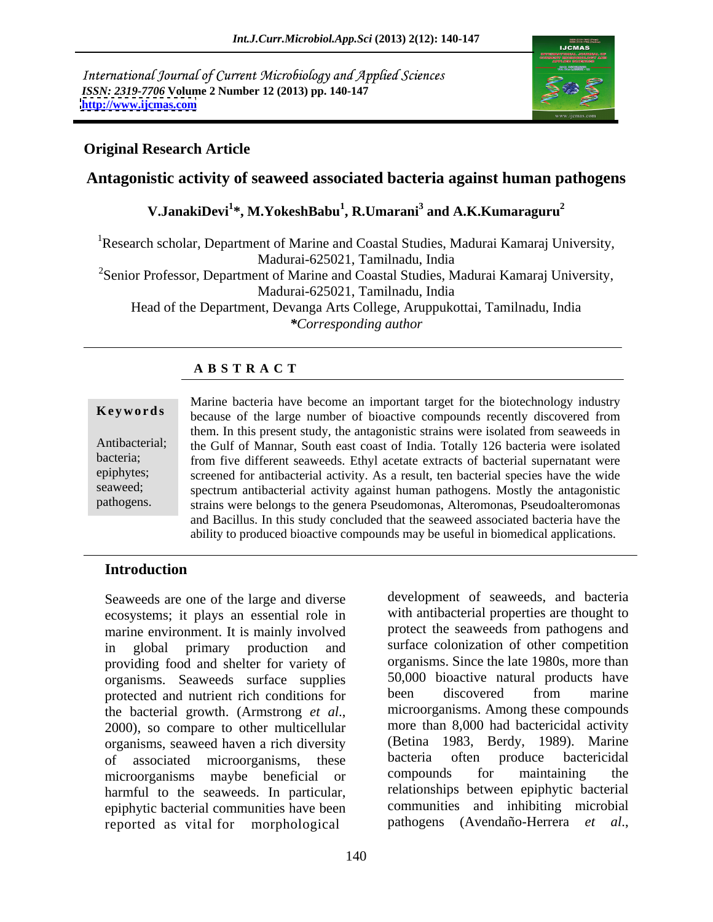*International Journal of Current Microbiology and Applied Sciences*
*ISSN: 2319-7706* **Volume 2 Number 12 (2013) pp. 140-147**
**http://www.ijcmas.com**

**Original Research Article**

# Antagonistic activity of seaweed associated bacteria against human pathogens

**V.JanakiDevi[1]*, M.YokeshBabu[1], R.Umarani[3] and A.K.Kumaraguru[2]**

[1]Research scholar, Department of Marine and Coastal Studies, Madurai Kamaraj University, Madurai-625021, Tamilnadu, India

[2]Senior Professor, Department of Marine and Coastal Studies, Madurai Kamaraj University, Madurai-625021, Tamilnadu, India

Head of the Department, Devanga Arts College, Aruppukottai, Tamilnadu, India

***Corresponding author***

## A B S T R A C T

**Keywords**

Antibacterial; bacteria; epiphytes; seaweed; pathogens.

Marine bacteria have become an important target for the biotechnology industry because of the large number of bioactive compounds recently discovered from them. In this present study, the antagonistic strains were isolated from seaweeds in the Gulf of Mannar, South east coast of India. Totally 126 bacteria were isolated from five different seaweeds. Ethyl acetate extracts of bacterial supernatant were screened for antibacterial activity. As a result, ten bacterial species have the wide spectrum antibacterial activity against human pathogens. Mostly the antagonistic strains were belongs to the genera Pseudomonas, Alteromonas, Pseudoalteromonas and Bacillus. In this study concluded that the seaweed associated bacteria have the ability to produced bioactive compounds may be useful in biomedical applications.

## Introduction

Seaweeds are one of the large and diverse ecosystems; it plays an essential role in marine environment. It is mainly involved in global primary production and providing food and shelter for variety of organisms. Seaweeds surface supplies protected and nutrient rich conditions for the bacterial growth. (Armstrong *et al*., 2000), so compare to other multicellular organisms, seaweed haven a rich diversity of associated microorganisms, these microorganisms maybe beneficial or harmful to the seaweeds. In particular, epiphytic bacterial communities have been reported as vital for morphological development of seaweeds, and bacteria with antibacterial properties are thought to protect the seaweeds from pathogens and surface colonization of other competition organisms. Since the late 1980s, more than 50,000 bioactive natural products have been discovered from marine microorganisms. Among these compounds more than 8,000 had bactericidal activity (Betina 1983, Berdy, 1989). Marine bacteria often produce bactericidal compounds for maintaining the relationships between epiphytic bacterial communities and inhibiting microbial pathogens (Avendaño-Herrera *et al*.,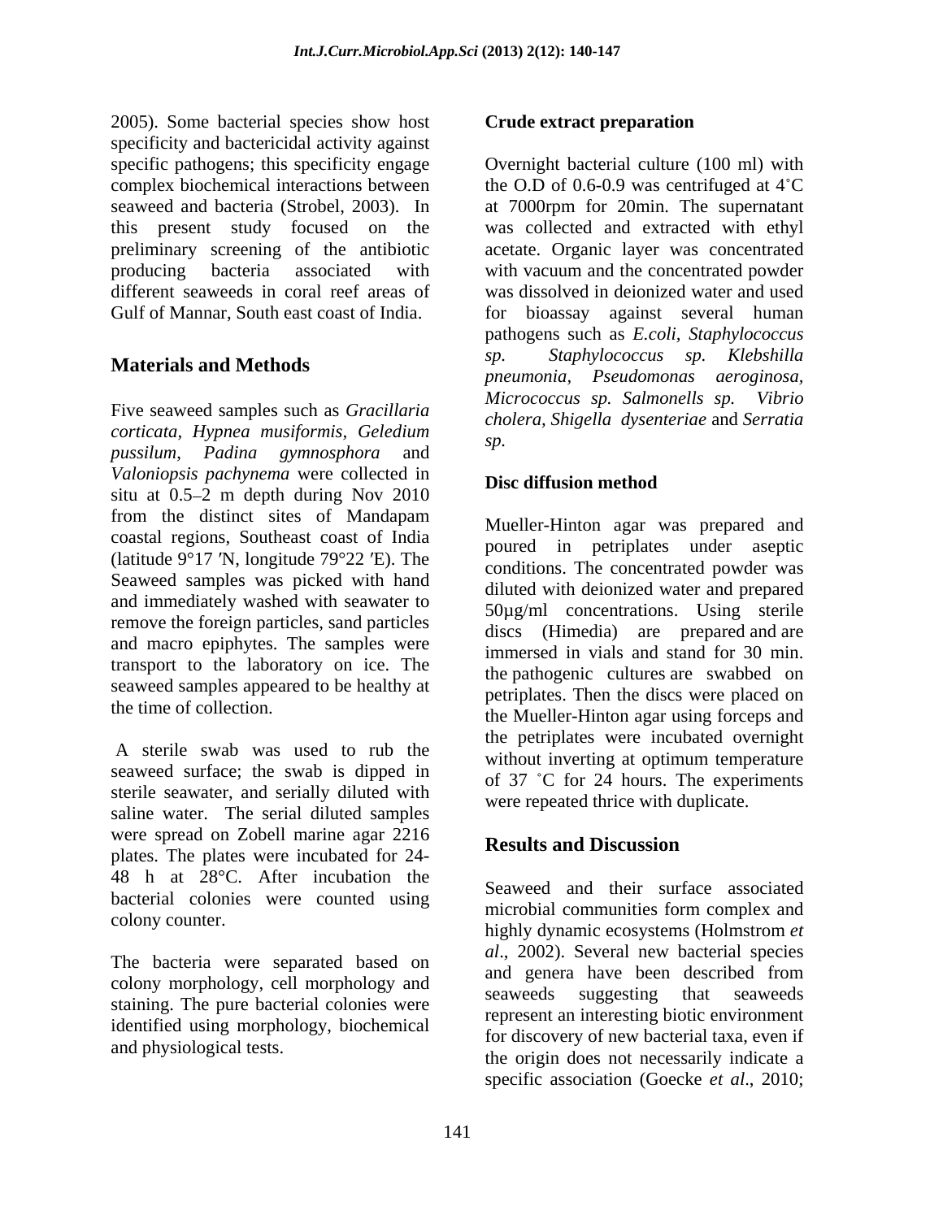2005). Some bacterial species show host specificity and bactericidal activity against specific pathogens; this specificity engage complex biochemical interactions between seaweed and bacteria (Strobel, 2003). In this present study focused on the preliminary screening of the antibiotic producing bacteria associated with different seaweeds in coral reef areas of Gulf of Mannar, South east coast of India.

## Materials and Methods

Five seaweed samples such as *Gracillaria corticata*, *Hypnea musiformis*, *Geledium pussilum*, *Padina gymnosphora* and *Valoniopsis pachynema* were collected in situ at 0.5–2 m depth during Nov 2010 from the distinct sites of Mandapam coastal regions, Southeast coast of India (latitude 9°17 ′N, longitude 79°22 ′E). The Seaweed samples was picked with hand and immediately washed with seawater to remove the foreign particles, sand particles and macro epiphytes. The samples were transport to the laboratory on ice. The seaweed samples appeared to be healthy at the time of collection.

A sterile swab was used to rub the seaweed surface; the swab is dipped in sterile seawater, and serially diluted with saline water. The serial diluted samples were spread on Zobell marine agar 2216 plates. The plates were incubated for 24-48 h at 28°C. After incubation the bacterial colonies were counted using colony counter.

The bacteria were separated based on colony morphology, cell morphology and staining. The pure bacterial colonies were identified using morphology, biochemical and physiological tests.

### Crude extract preparation

Overnight bacterial culture (100 ml) with the O.D of 0.6-0.9 was centrifuged at 4˚C at 7000rpm for 20min. The supernatant was collected and extracted with ethyl acetate. Organic layer was concentrated with vacuum and the concentrated powder was dissolved in deionized water and used for bioassay against several human pathogens such as *E.coli, Staphylococcus sp. Staphylococcus sp. Klebshilla pneumonia*, *Pseudomonas aeroginosa*, *Micrococcus sp. Salmonells sp. Vibrio cholera, Shigella dysenteriae* and *Serratia sp.*

### Disc diffusion method

Mueller-Hinton agar was prepared and poured in petriplates under aseptic conditions. The concentrated powder was diluted with deionized water and prepared 50µg/ml concentrations. Using sterile discs (Himedia) are prepared and are immersed in vials and stand for 30 min. the pathogenic cultures are swabbed on petriplates. Then the discs were placed on the Mueller-Hinton agar using forceps and the petriplates were incubated overnight without inverting at optimum temperature of 37 ˚C for 24 hours. The experiments were repeated thrice with duplicate.

## Results and Discussion

Seaweed and their surface associated microbial communities form complex and highly dynamic ecosystems (Holmstrom *et al*., 2002). Several new bacterial species and genera have been described from seaweeds suggesting that seaweeds represent an interesting biotic environment for discovery of new bacterial taxa, even if the origin does not necessarily indicate a specific association (Goecke *et al*., 2010;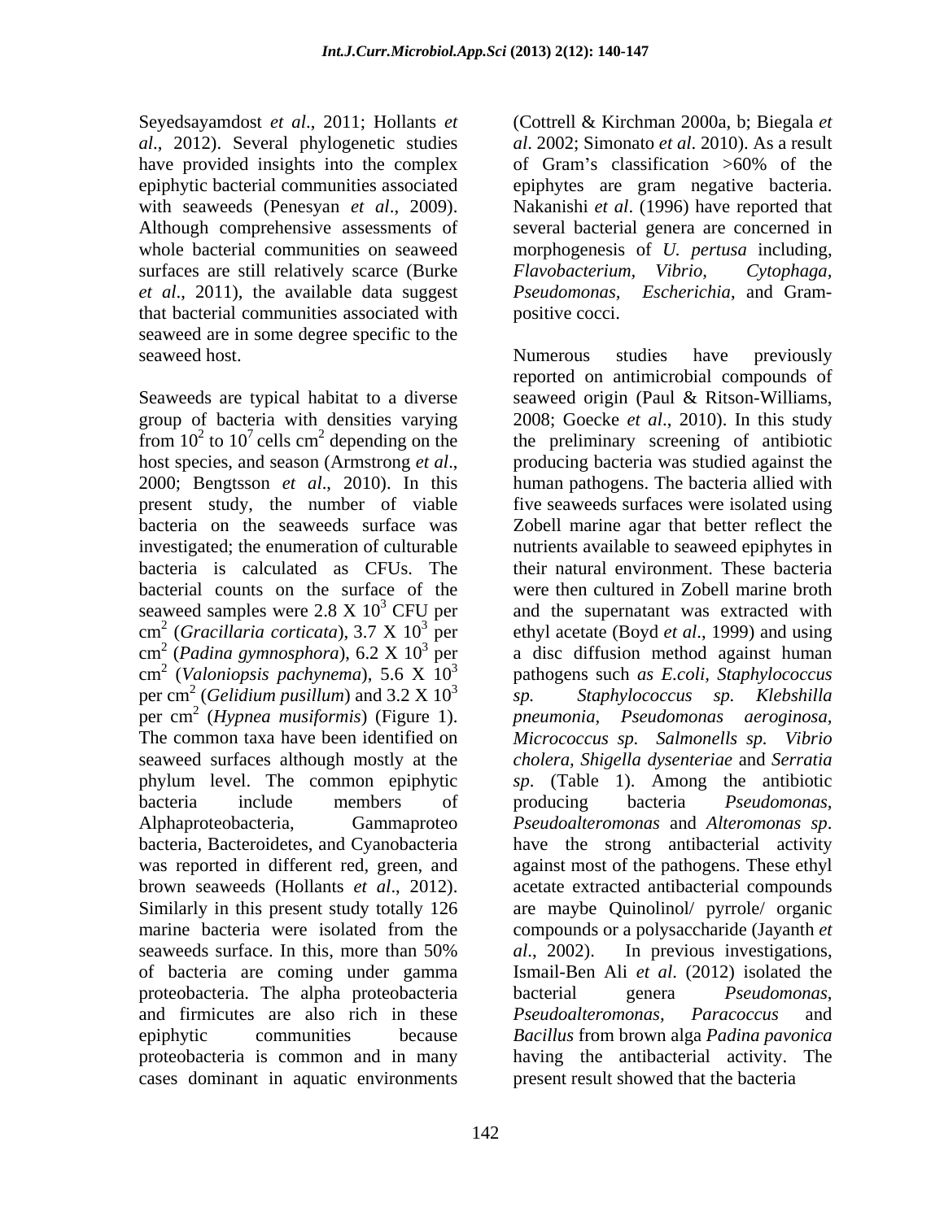Seyedsayamdost *et al*., 2011; Hollants *et al*., 2012). Several phylogenetic studies have provided insights into the complex epiphytic bacterial communities associated with seaweeds (Penesyan *et al*., 2009). Although comprehensive assessments of whole bacterial communities on seaweed surfaces are still relatively scarce (Burke *et al*., 2011), the available data suggest that bacterial communities associated with seaweed are in some degree specific to the seaweed host.

Seaweeds are typical habitat to a diverse group of bacteria with densities varying from $10^2$ to $10^7$ cells $cm^2$ depending on the host species, and season (Armstrong *et al*., 2000; Bengtsson *et al*., 2010). In this present study, the number of viable bacteria on the seaweeds surface was investigated; the enumeration of culturable bacteria is calculated as CFUs. The bacterial counts on the surface of the seaweed samples were 2.8 X $10^3$ CFU per $cm^2$ (*Gracillaria corticata*), 3.7 X $10^3$ per $cm^2$ (*Padina gymnosphora*), 6.2 X $10^3$ per $cm^2$ (*Valoniopsis pachynema*), 5.6 X $10^3$ per $cm^2$ (*Gelidium pusillum*) and 3.2 X $10^3$ per $cm^2$ (*Hypnea musiformis*) (Figure 1). The common taxa have been identified on seaweed surfaces although mostly at the phylum level. The common epiphytic bacteria include members of Alphaproteobacteria, Gammaproteo bacteria, Bacteroidetes, and Cyanobacteria was reported in different red, green, and brown seaweeds (Hollants *et al*., 2012). Similarly in this present study totally 126 marine bacteria were isolated from the seaweeds surface. In this, more than 50% of bacteria are coming under gamma proteobacteria. The alpha proteobacteria and firmicutes are also rich in these epiphytic communities because proteobacteria is common and in many cases dominant in aquatic environments (Cottrell & Kirchman 2000a, b; Biegala *et al*. 2002; Simonato *et al*. 2010). As a result of Gram's classification >60% of the epiphytes are gram negative bacteria. Nakanishi *et al*. (1996) have reported that several bacterial genera are concerned in morphogenesis of *U. pertusa* including, *Flavobacterium*, *Vibrio*, *Cytophaga*, *Pseudomonas*, *Escherichia*, and Gram-positive cocci.

Numerous studies have previously reported on antimicrobial compounds of seaweed origin (Paul & Ritson-Williams, 2008; Goecke *et al*., 2010). In this study the preliminary screening of antibiotic producing bacteria was studied against the human pathogens. The bacteria allied with five seaweeds surfaces were isolated using Zobell marine agar that better reflect the nutrients available to seaweed epiphytes in their natural environment. These bacteria were then cultured in Zobell marine broth and the supernatant was extracted with ethyl acetate (Boyd *et al*., 1999) and using a disc diffusion method against human pathogens such *as E.coli, Staphylococcus sp. Staphylococcus sp. Klebshilla pneumonia, Pseudomonas aeroginosa, Micrococcus sp. Salmonells sp. Vibrio cholera, Shigella dysenteriae* and *Serratia sp*. (Table 1). Among the antibiotic producing bacteria *Pseudomonas, Pseudoalteromonas* and *Alteromonas sp*. have the strong antibacterial activity against most of the pathogens. These ethyl acetate extracted antibacterial compounds are maybe Quinolinol/ pyrrole/ organic compounds or a polysaccharide (Jayanth *et al*., 2002). In previous investigations, Ismail-Ben Ali *et al*. (2012) isolated the bacterial genera *Pseudomonas*, *Pseudoalteromonas, Paracoccus* and *Bacillus* from brown alga *Padina pavonica* having the antibacterial activity. The present result showed that the bacteria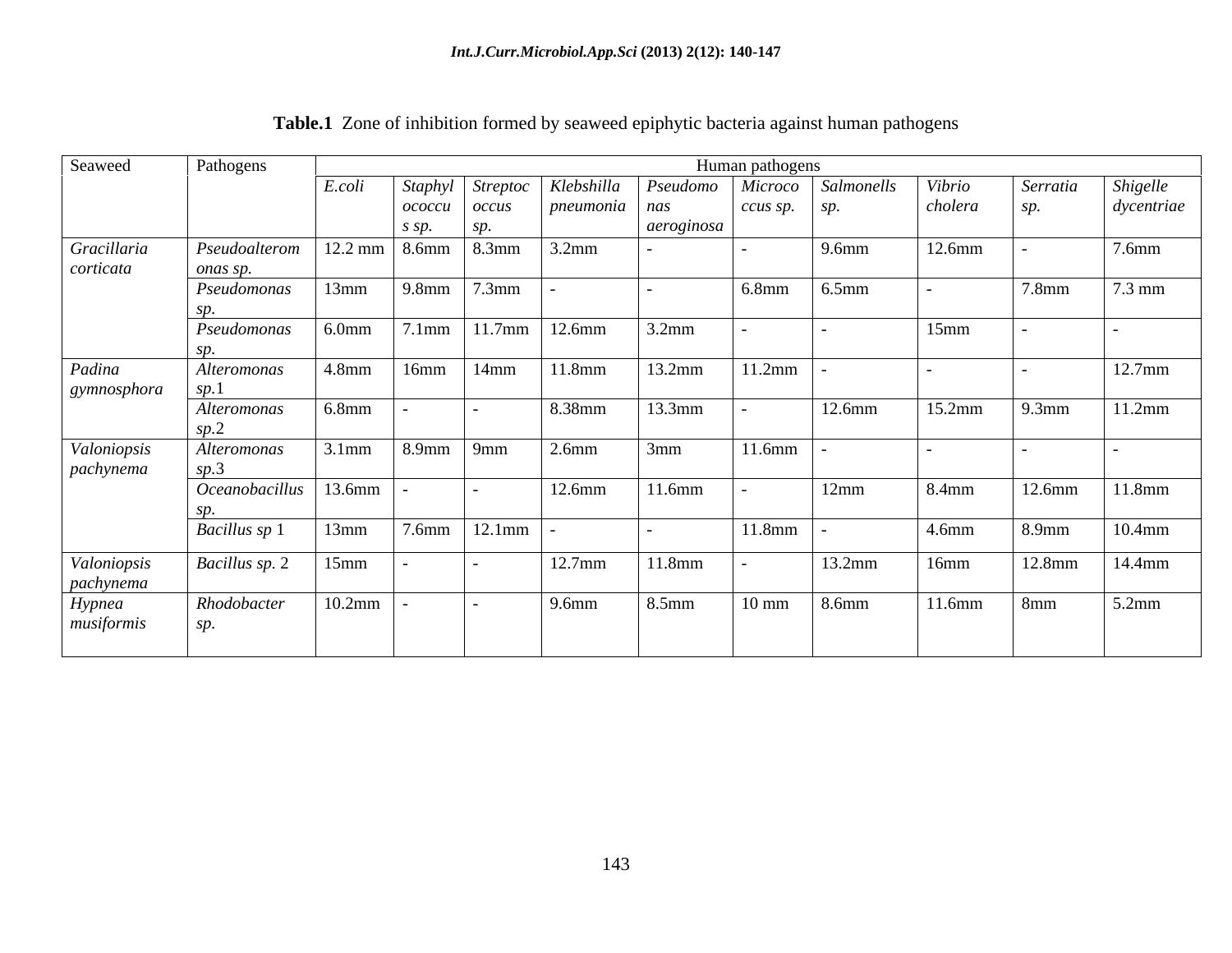**Table.1** Zone of inhibition formed by seaweed epiphytic bacteria against human pathogens

| Seaweed | Pathogens | Human pathogens | | | | | | | | | |
|---|---|---|---|---|---|---|---|---|---|---|---|
| | | *E.coli* | *Staphylococcus sp.* | *Streptococcus sp.* | *Klebshilla pneumonia* | *Pseudomonas aeroginosa* | *Micrococcus sp.* | *Salmonells sp.* | *Vibrio cholera* | *Serratia sp.* | *Shigelle dycentriae* |
| *Gracillaria corticata* | *Pseudoalteromonas sp.* | 12.2 mm | 8.6mm | 8.3mm | 3.2mm | - | - | 9.6mm | 12.6mm | - | 7.6mm |
| | *Pseudomonas sp.* | 13mm | 9.8mm | 7.3mm | - | - | 6.8mm | 6.5mm | - | 7.8mm | 7.3 mm |
| | *Pseudomonas sp.* | 6.0mm | 7.1mm | 11.7mm | 12.6mm | 3.2mm | - | - | 15mm | - | - |
| *Padina gymnosphora* | *Alteromonas sp.*1 | 4.8mm | 16mm | 14mm | 11.8mm | 13.2mm | 11.2mm | - | - | - | 12.7mm |
| | *Alteromonas sp.*2 | 6.8mm | - | - | 8.38mm | 13.3mm | - | 12.6mm | 15.2mm | 9.3mm | 11.2mm |
| *Valoniopsis pachynema* | *Alteromonas sp.*3 | 3.1mm | 8.9mm | 9mm | 2.6mm | 3mm | 11.6mm | - | - | - | - |
| | *Oceanobacillus sp.* | 13.6mm | - | - | 12.6mm | 11.6mm | - | 12mm | 8.4mm | 12.6mm | 11.8mm |
| | *Bacillus sp* 1 | 13mm | 7.6mm | 12.1mm | - | - | 11.8mm | - | 4.6mm | 8.9mm | 10.4mm |
| *Valoniopsis pachynema* | *Bacillus sp.* 2 | 15mm | - | - | 12.7mm | 11.8mm | - | 13.2mm | 16mm | 12.8mm | 14.4mm |
| *Hypnea musiformis* | *Rhodobacter sp.* | 10.2mm | - | - | 9.6mm | 8.5mm | 10 mm | 8.6mm | 11.6mm | 8mm | 5.2mm |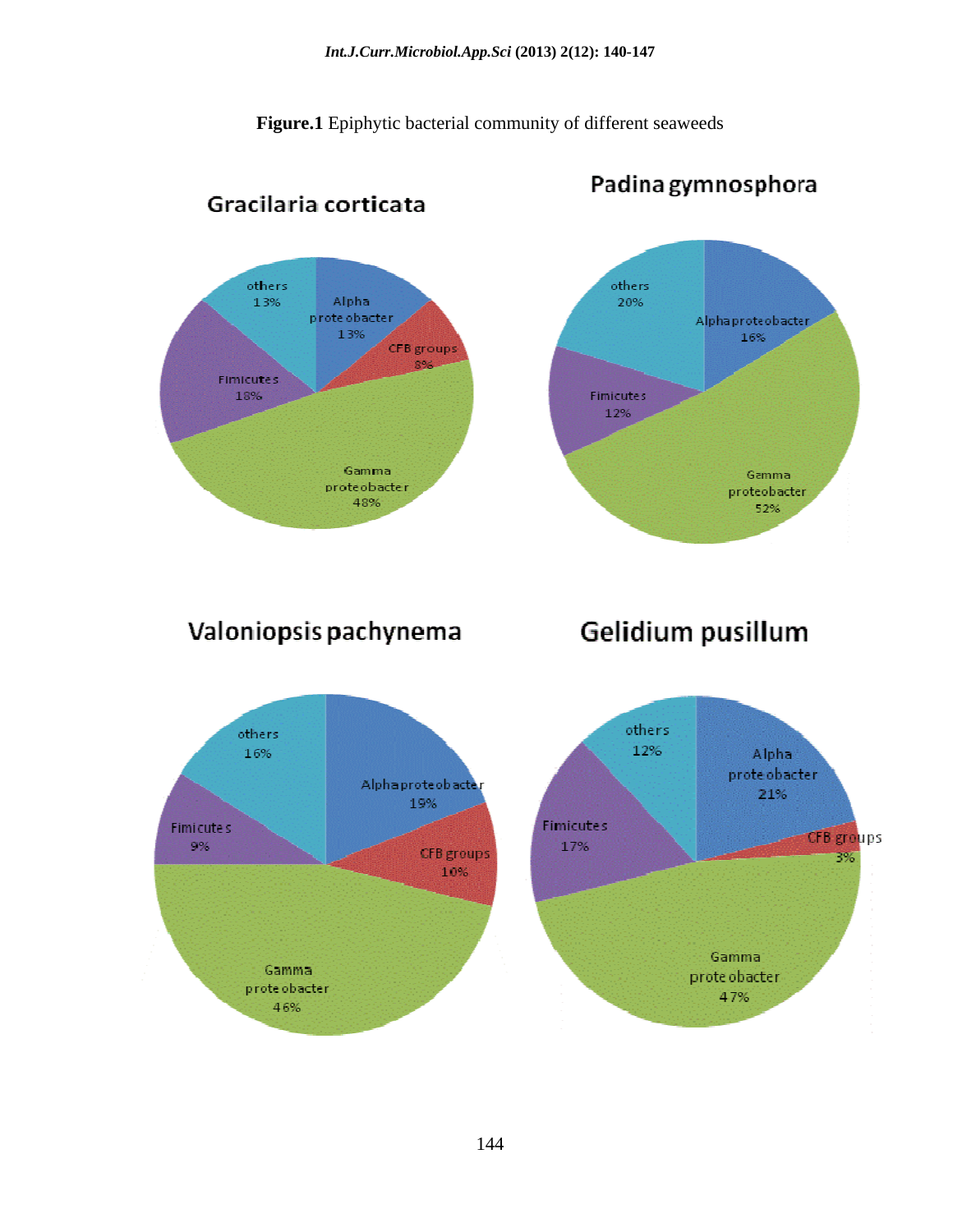**Figure.1** Epiphytic bacterial community of different seaweeds

Gracilaria corticata

Padina gymnosphora

Valoniopsis pachynema

Gelidium pusillum

| Group | Gracilaria corticata | Padina gymnosphora | Valoniopsis pachynema | Gelidium pusillum |
| --- | --- | --- | --- | --- |
| Alpha proteobacter | 13% | 16% | 19% | 21% |
| CFB groups | 8% | | 10% | 3% |
| Gamma proteobacter | 48% | 52% | 46% | 47% |
| Fimicutes | 18% | 12% | 9% | 17% |
| others | 13% | 20% | 16% | 12% |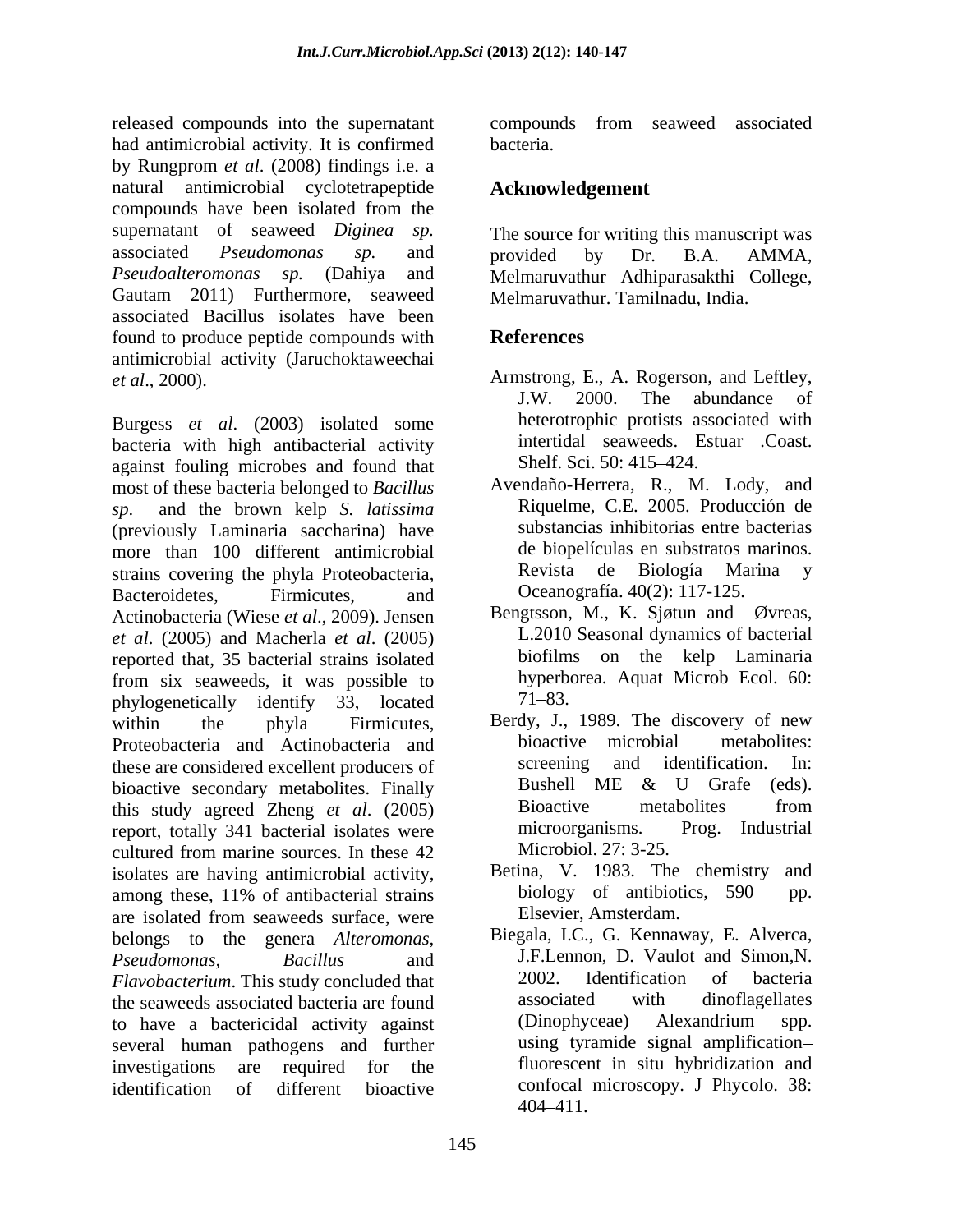released compounds into the supernatant had antimicrobial activity. It is confirmed by Rungprom *et al*. (2008) findings i.e. a natural antimicrobial cyclotetrapeptide compounds have been isolated from the supernatant of seaweed *Diginea sp.* associated *Pseudomonas sp.* and *Pseudoalteromonas sp.* (Dahiya and Gautam 2011) Furthermore, seaweed associated Bacillus isolates have been found to produce peptide compounds with antimicrobial activity (Jaruchoktaweechai *et al*., 2000).

Burgess *et al*. (2003) isolated some bacteria with high antibacterial activity against fouling microbes and found that most of these bacteria belonged to *Bacillus sp.* and the brown kelp *S. latissima* (previously Laminaria saccharina) have more than 100 different antimicrobial strains covering the phyla Proteobacteria, Bacteroidetes, Firmicutes, and Actinobacteria (Wiese *et al*., 2009). Jensen *et al*. (2005) and Macherla *et al*. (2005) reported that, 35 bacterial strains isolated from six seaweeds, it was possible to phylogenetically identify 33, located within the phyla Firmicutes, Proteobacteria and Actinobacteria and these are considered excellent producers of bioactive secondary metabolites. Finally this study agreed Zheng *et al*. (2005) report, totally 341 bacterial isolates were cultured from marine sources. In these 42 isolates are having antimicrobial activity, among these, 11% of antibacterial strains are isolated from seaweeds surface, were belongs to the genera *Alteromonas*, *Pseudomonas*, *Bacillus* and *Flavobacterium*. This study concluded that the seaweeds associated bacteria are found to have a bactericidal activity against several human pathogens and further investigations are required for the identification of different bioactive compounds from seaweed associated bacteria.

## Acknowledgement

The source for writing this manuscript was provided by Dr. B.A. AMMA, Melmaruvathur Adhiparasakthi College, Melmaruvathur. Tamilnadu, India.

## References

Armstrong, E., A. Rogerson, and Leftley, J.W. 2000. The abundance of heterotrophic protists associated with intertidal seaweeds. Estuar .Coast. Shelf. Sci. 50: 415–424.

Avendaño-Herrera, R., M. Lody, and Riquelme, C.E. 2005. Producción de substancias inhibitorias entre bacterias de biopelículas en substratos marinos. Revista de Biología Marina y Oceanografía. 40(2): 117-125.

Bengtsson, M., K. Sjøtun and Øvreas, L.2010 Seasonal dynamics of bacterial biofilms on the kelp Laminaria hyperborea. Aquat Microb Ecol. 60: 71–83.

Berdy, J., 1989. The discovery of new bioactive microbial metabolites: screening and identification. In: Bushell ME & U Grafe (eds). Bioactive metabolites from microorganisms. Prog. Industrial Microbiol. 27: 3-25.

Betina, V. 1983. The chemistry and biology of antibiotics, 590 pp. Elsevier, Amsterdam.

Biegala, I.C., G. Kennaway, E. Alverca, J.F.Lennon, D. Vaulot and Simon,N. 2002. Identification of bacteria associated with dinoflagellates (Dinophyceae) Alexandrium spp. using tyramide signal amplification–fluorescent in situ hybridization and confocal microscopy. J Phycolo. 38: 404–411.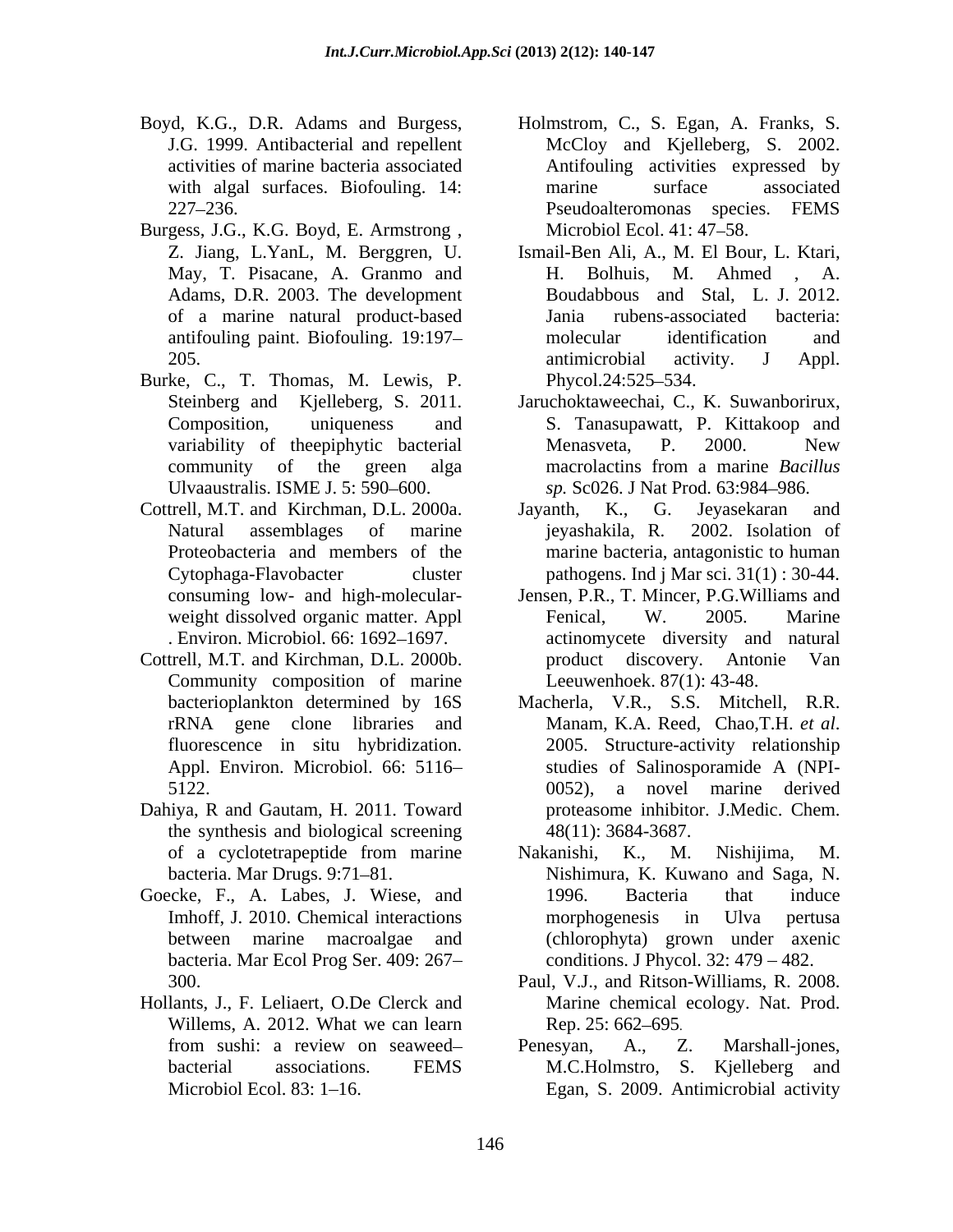Boyd, K.G., D.R. Adams and Burgess, J.G. 1999. Antibacterial and repellent activities of marine bacteria associated with algal surfaces. Biofouling. 14: 227–236.

Burgess, J.G., K.G. Boyd, E. Armstrong , Z. Jiang, L.YanL, M. Berggren, U. May, T. Pisacane, A. Granmo and Adams, D.R. 2003. The development of a marine natural product-based antifouling paint. Biofouling. 19:197–205.

Burke, C., T. Thomas, M. Lewis, P. Steinberg and Kjelleberg, S. 2011. Composition, uniqueness and variability of theepiphytic bacterial community of the green alga Ulvaaustralis. ISME J. 5: 590–600.

Cottrell, M.T. and Kirchman, D.L. 2000a. Natural assemblages of marine Proteobacteria and members of the Cytophaga-Flavobacter cluster consuming low- and high-molecular-weight dissolved organic matter. Appl . Environ. Microbiol. 66: 1692–1697.

Cottrell, M.T. and Kirchman, D.L. 2000b. Community composition of marine bacterioplankton determined by 16S rRNA gene clone libraries and fluorescence in situ hybridization. Appl. Environ. Microbiol. 66: 5116–5122.

Dahiya, R and Gautam, H. 2011. Toward the synthesis and biological screening of a cyclotetrapeptide from marine bacteria. Mar Drugs. 9:71–81.

Goecke, F., A. Labes, J. Wiese, and Imhoff, J. 2010. Chemical interactions between marine macroalgae and bacteria. Mar Ecol Prog Ser. 409: 267–300.

Hollants, J., F. Leliaert, O.De Clerck and Willems, A. 2012. What we can learn from sushi: a review on seaweed–bacterial associations. FEMS Microbiol Ecol. 83: 1–16.

Holmstrom, C., S. Egan, A. Franks, S. McCloy and Kjelleberg, S. 2002. Antifouling activities expressed by marine surface associated Pseudoalteromonas species. FEMS Microbiol Ecol. 41: 47–58.

Ismail-Ben Ali, A., M. El Bour, L. Ktari, H. Bolhuis, M. Ahmed , A. Boudabbous and Stal, L. J. 2012. Jania rubens-associated bacteria: molecular identification and antimicrobial activity. J Appl. Phycol.24:525–534.

Jaruchoktaweechai, C., K. Suwanborirux, S. Tanasupawatt, P. Kittakoop and Menasveta, P. 2000. New macrolactins from a marine *Bacillus sp.* Sc026. J Nat Prod. 63:984–986.

Jayanth, K., G. Jeyasekaran and jeyashakila, R. 2002. Isolation of marine bacteria, antagonistic to human pathogens. Ind j Mar sci. 31(1) : 30-44.

Jensen, P.R., T. Mincer, P.G.Williams and Fenical, W. 2005. Marine actinomycete diversity and natural product discovery. Antonie Van Leeuwenhoek. 87(1): 43-48.

Macherla, V.R., S.S. Mitchell, R.R. Manam, K.A. Reed, Chao,T.H. *et al*. 2005. Structure-activity relationship studies of Salinosporamide A (NPI-0052), a novel marine derived proteasome inhibitor. J.Medic. Chem. 48(11): 3684-3687.

Nakanishi, K., M. Nishijima, M. Nishimura, K. Kuwano and Saga, N. 1996. Bacteria that induce morphogenesis in Ulva pertusa (chlorophyta) grown under axenic conditions. J Phycol. 32: 479 – 482.

Paul, V.J., and Ritson-Williams, R. 2008. Marine chemical ecology. Nat. Prod. Rep. 25: 662–695.

Penesyan, A., Z. Marshall-jones, M.C.Holmstro, S. Kjelleberg and Egan, S. 2009. Antimicrobial activity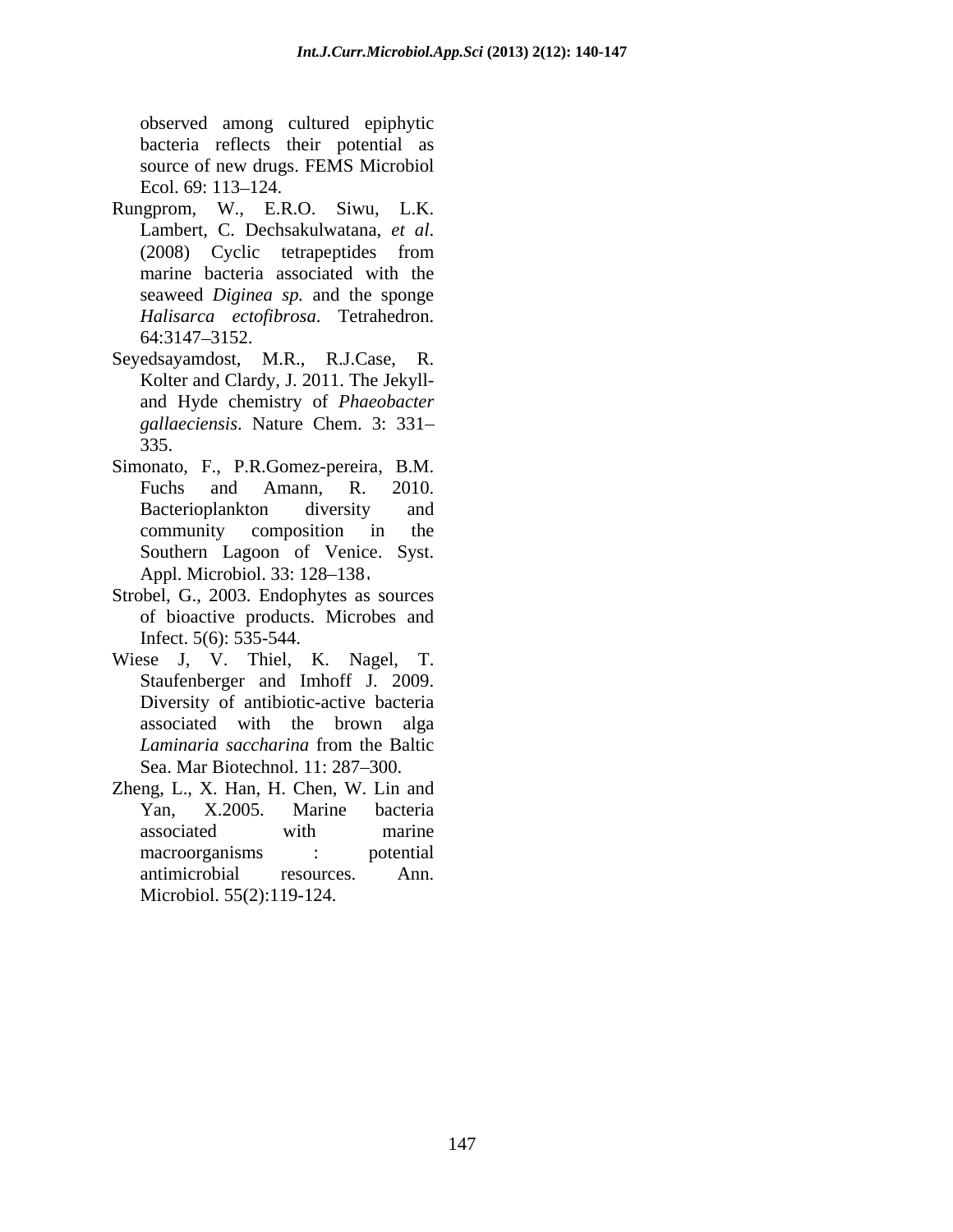observed among cultured epiphytic bacteria reflects their potential as source of new drugs. FEMS Microbiol Ecol. 69: 113–124.

Rungprom, W., E.R.O. Siwu, L.K. Lambert, C. Dechsakulwatana, *et al*. (2008) Cyclic tetrapeptides from marine bacteria associated with the seaweed *Diginea sp.* and the sponge *Halisarca ectofibrosa*. Tetrahedron. 64:3147–3152.

Seyedsayamdost, M.R., R.J.Case, R. Kolter and Clardy, J. 2011. The Jekyll-and Hyde chemistry of *Phaeobacter gallaeciensis*. Nature Chem. 3: 331–335.

Simonato, F., P.R.Gomez-pereira, B.M. Fuchs and Amann, R. 2010. Bacterioplankton diversity and community composition in the Southern Lagoon of Venice. Syst. Appl. Microbiol. 33: 128–138.

Strobel, G., 2003. Endophytes as sources of bioactive products. Microbes and Infect. 5(6): 535-544.

Wiese J, V. Thiel, K. Nagel, T. Staufenberger and Imhoff J. 2009. Diversity of antibiotic-active bacteria associated with the brown alga *Laminaria saccharina* from the Baltic Sea. Mar Biotechnol. 11: 287–300.

Zheng, L., X. Han, H. Chen, W. Lin and Yan, X.2005. Marine bacteria associated with marine macroorganisms : potential antimicrobial resources. Ann. Microbiol. 55(2):119-124.